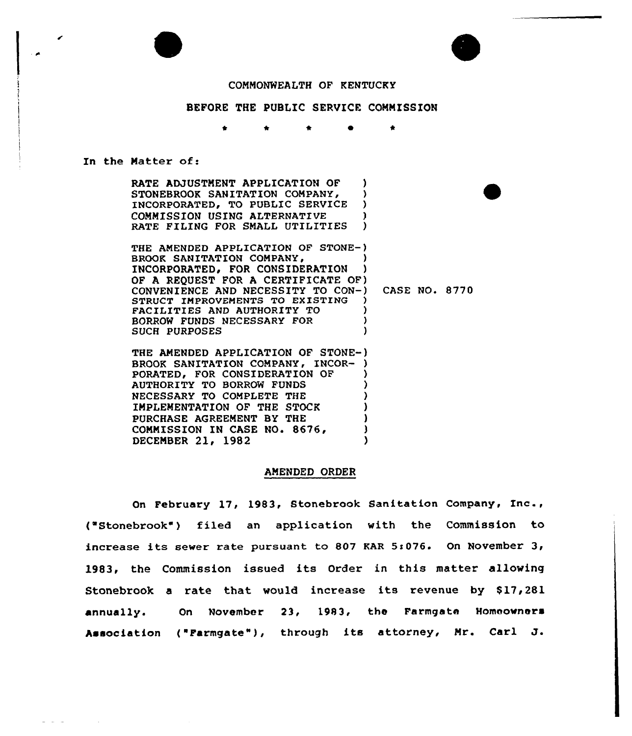COMMONWEALTH OF KENTUCKY

BEFORE THE PUBLIC SERVICE COMMISSION

\* \* \* \* \*

In the Matter of:

RATE ADJUSTMENT APPLICATION OF STONEBROOK SANITATION COMPANY, INCORPORATED, TO PUBLIC SERVICE COMMISSION USING ALTERNATIVE RATE FILING FOR SMALL UTILITIES

THE AMENDED APPLICATION OF STONEBROOK SANITATION COMPANY, INCORPORATED, FOR CONSIDERATION OF A REQUEST FOR A CERTIFICATE OF CONVENIENCE AND NECESSITY TO CONSTRUCT IMPROVEMENTS TO EXISTING FACILITIES AND AUTHORITY TO BORROW FUNDS NECESSARY FOR SUCH PURPOSES

CASE NO. 8770

THE AMENDED APPLICATION OF STONEBROOK SANITATION COMPANY, INCORPORATED, FOR CONSIDERATION OF AUTHORITY TO BORROW FUNDS NECESSARY TO COMPLETE THE IMPLEMENTATION OF THE STOCK PURCHASE AGREEMENT BY THE COMMISSION IN CASE NO. 8676, DECEMBER 21, 1982

## AMENDED ORDER

On February 17, 1983, Stonebrook Sanitation Company, Inc., ("Stonebrook") filed an application with the Commission to increase its sewer rate pursuant to 807 KAR 5:076. On November 3, 1983, the Commission issued its Order in this matter allowing Stonebrook a rate that would increase its revenue by $17,281 annually. On November 23, 1983, the Farmgate Homeowners Association ("Farmgate"), through its attorney, Mr. Carl J.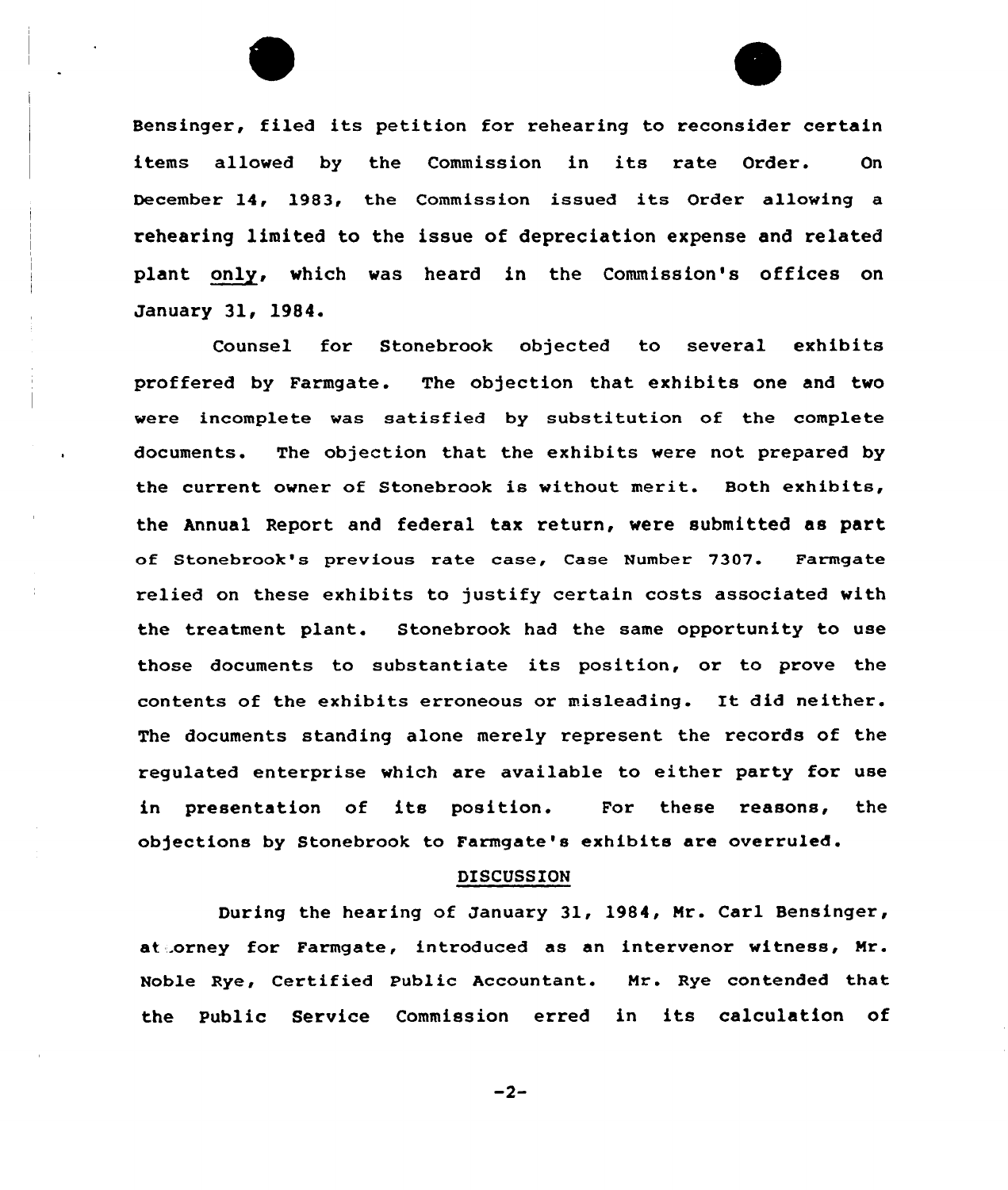Bensinger, filed its petition for rehearing to reconsider certain items allowed by the Commission in its rate Order. On December 14, 1983, the Commission issued its Order allowing a rehearing limited to the issue of depreciation expense and related plant only, which was heard in the Commission's offices on January 31, 1984.

Counsel for Stonebrook objected to several exhibits proffered by Farmgate. The objection that exhibits one and two were incomplete was satisfied by substitution of the complete documents. The objection that the exhibits were not prepared by the current owner of Stonebrook is without merit. Both exhibits, the Annual Report and federal tax return, were submitted as part of Stonebrook's previous rate case, Case Number 7307. Farmgate relied on these exhibits to justify certain costs associated with the treatment plant. Stonebrook had the same opportunity to use those documents to substantiate its position, or to prove the contents of the exhibits erroneous or misleading. It did neither. The documents standing alone merely represent the records of the regulated enterprise which are available to either party for use in presentation of its position. For these reasons, the objections by Stonebrook to Farmgate's exhibits are overruled.

## DISCUSSION

During the hearing of January 31, 1984, Mr. Carl Bensinger, attorney for Farmgate, introduced as an intervenor witness, Mr. Noble Rye, Certified Public Accountant. Mr. Rye contended that the Public Service Commission erred in its calculation of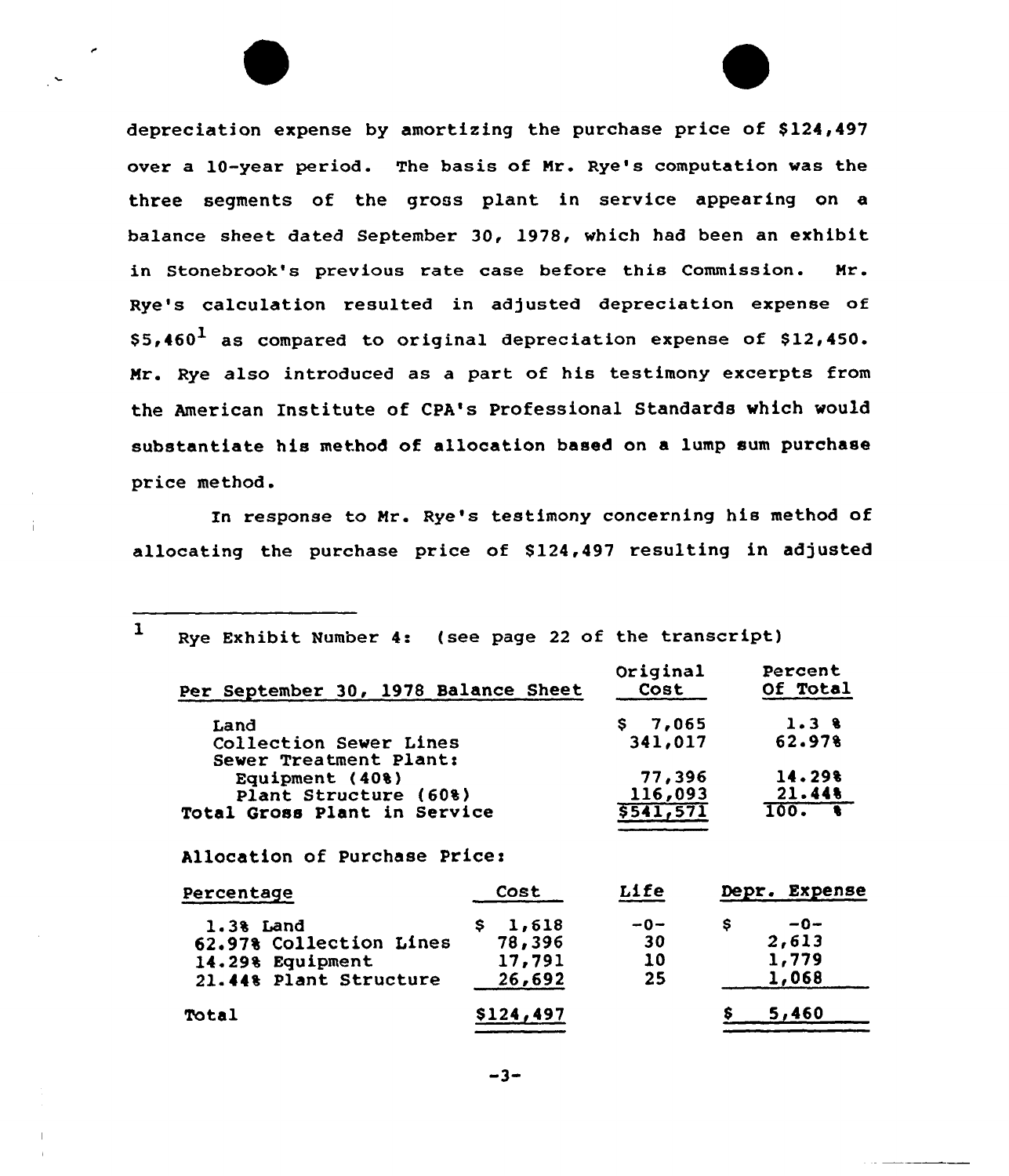depreciation expense by amortizing the purchase price of $124,497 over a 10-year period. The basis of Mr. Rye's computation was the three segments of the gross plant in service appearing on a balance sheet dated September 30, 1978, which had been an exhibit in Stonebrook's previous rate case before this Commission. Mr. Rye's calculation resulted in adjusted depreciation expense of $5,460[1] as compared to original depreciation expense of $12,450. Mr. Rye also introduced as a part of his testimony excerpts from the American Institute of CPA's Professional Standards which would substantiate his method of allocation based on a lump sum purchase price method.

In response to Mr. Rye's testimony concerning his method of allocating the purchase price of $124,497 resulting in adjusted

---

[1] Rye Exhibit Number 4: (see page 22 of the transcript)

| Per September 30, 1978 Balance Sheet | Original Cost | Percent Of Total |
|---|---|---|
| Land | $ 7,065 | 1.3 % |
| Collection Sewer Lines | 341,017 | 62.97% |
| Sewer Treatment Plant: | | |
| Equipment (40%) | 77,396 | 14.29% |
| Plant Structure (60%) | 116,093 | 21.44% |
| Total Gross Plant in Service | $541,571 | 100. % |

Allocation of Purchase Price:

| Percentage | Cost | Life | Depr. Expense |
|---|---|---|---|
| 1.3% Land | $ 1,618 | -0- | $ -0- |
| 62.97% Collection Lines | 78,396 | 30 | 2,613 |
| 14.29% Equipment | 17,791 | 10 | 1,779 |
| 21.44% Plant Structure | 26,692 | 25 | 1,068 |
| Total | $124,497 | | $ 5,460 |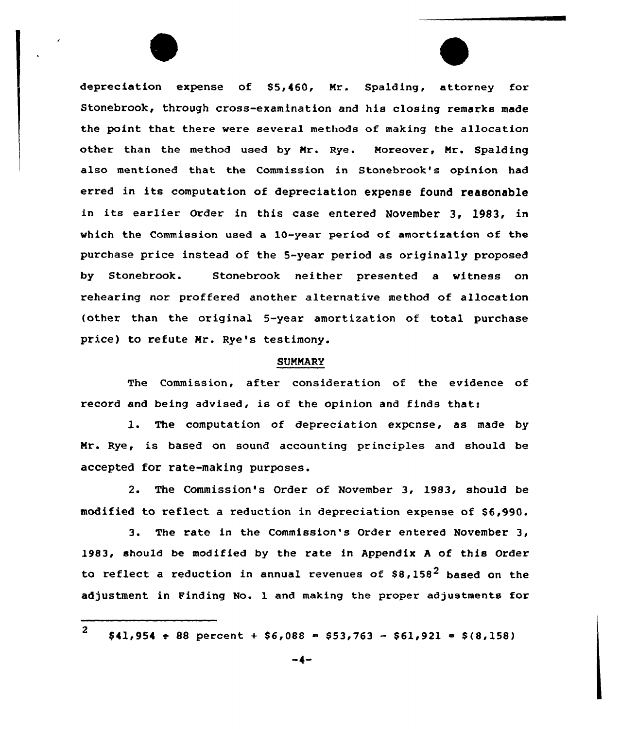depreciation expense of \$5,460, Mr. Spalding, attorney for Stonebrook, through cross-examination and his closing remarks made the point that there were several methods of making the allocation other than the method used by Mr. Rye. Moreover, Mr. Spalding also mentioned that the Commission in Stonebrook's opinion had erred in its computation of depreciation expense found reasonable in its earlier Order in this case entered November 3, 1983, in which the Commission used a 10-year period of amortization of the purchase price instead of the 5-year period as originally proposed by Stonebrook. Stonebrook neither presented a witness on rehearing nor proffered another alternative method of allocation (other than the original 5-year amortization of total purchase price) to refute Mr. Rye's testimony.

## SUMMARY

The Commission, after consideration of the evidence of record and being advised, is of the opinion and finds that:

1. The computation of depreciation expense, as made by Mr. Rye, is based on sound accounting principles and should be accepted for rate-making purposes.

2. The Commission's Order of November 3, 1983, should be modified to reflect a reduction in depreciation expense of \$6,990.

3. The rate in the Commission's Order entered November 3, 1983, should be modified by the rate in Appendix A of this Order to reflect a reduction in annual revenues of \$8,158[2] based on the adjustment in Finding No. 1 and making the proper adjustments for

---

[2] \$41,954 ÷ 88 percent + \$6,088 = \$53,763 − \$61,921 = \$(8,158)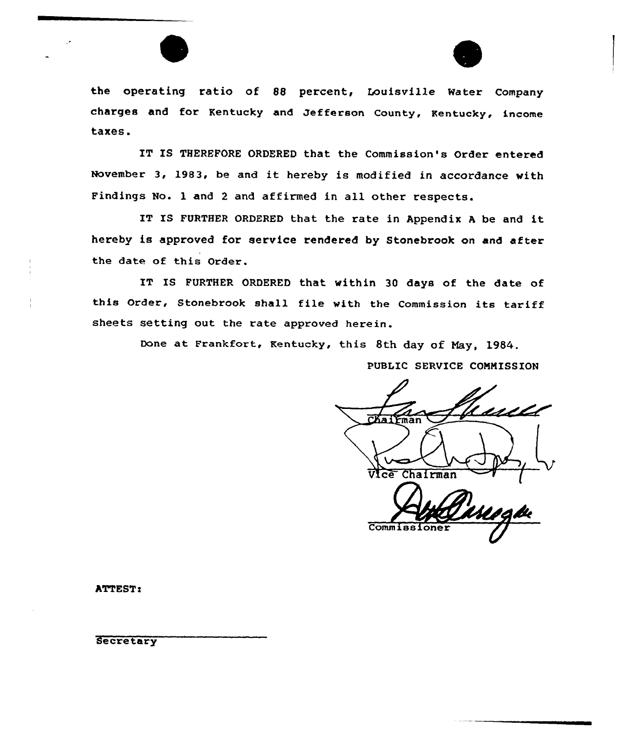the operating ratio of 88 percent, Louisville Water Company charges and for Kentucky and Jefferson County, Kentucky, income taxes.

IT IS THEREFORE ORDERED that the Commission's Order entered November 3, 1983, be and it hereby is modified in accordance with Findings No. 1 and 2 and affirmed in all other respects.

IT IS FURTHER ORDERED that the rate in Appendix A be and it hereby is approved for service rendered by Stonebrook on and after the date of this Order.

IT IS FURTHER ORDERED that within 30 days of the date of this Order, Stonebrook shall file with the Commission its tariff sheets setting out the rate approved herein.

Done at Frankfort, Kentucky, this 8th day of May, 1984.

PUBLIC SERVICE COMMISSION

Chairman

Vice Chairman

Commissioner

ATTEST:

Secretary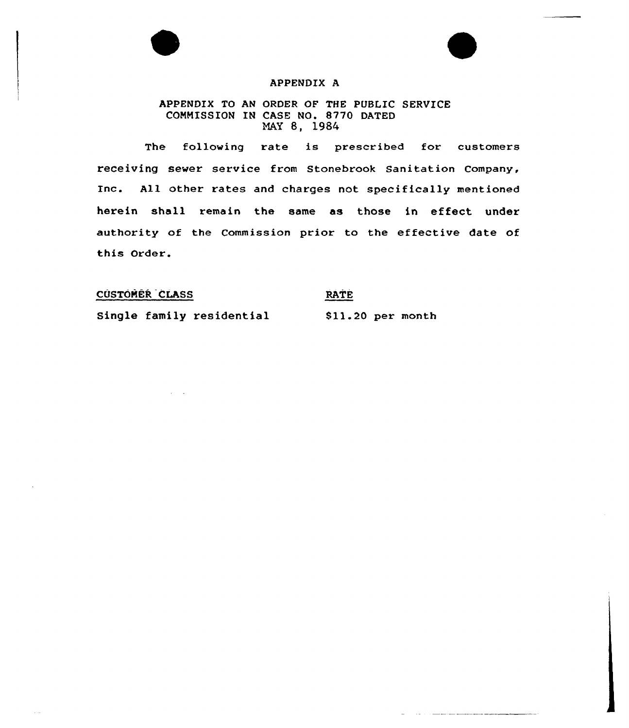# APPENDIX A

APPENDIX TO AN ORDER OF THE PUBLIC SERVICE COMMISSION IN CASE NO. 8770 DATED MAY 8, 1984

The following rate is prescribed for customers receiving sewer service from Stonebrook Sanitation Company, Inc. All other rates and charges not specifically mentioned herein shall remain the same as those in effect under authority of the Commission prior to the effective date of this Order.

| CUSTOMER CLASS | RATE |
| --- | --- |
| Single family residential | $11.20 per month |